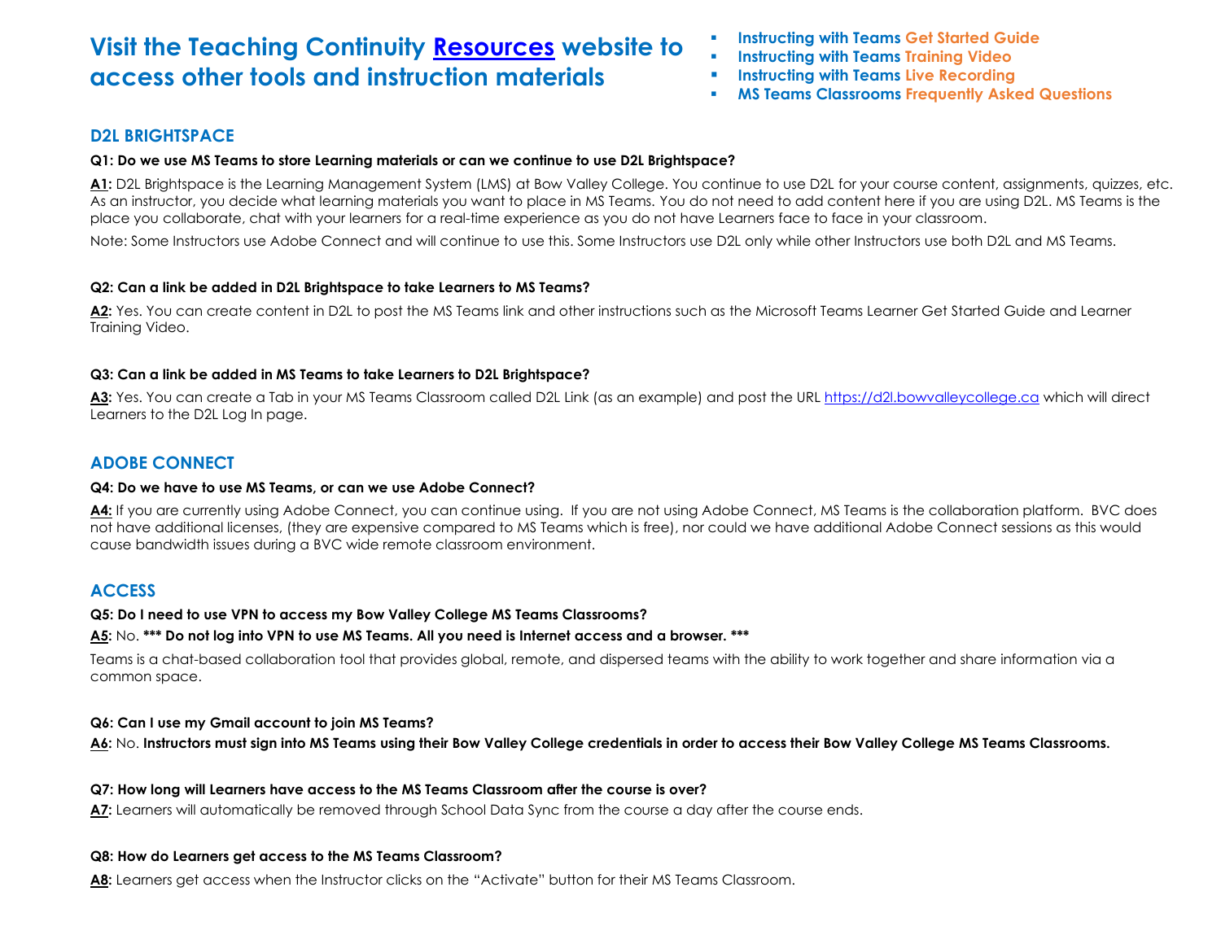# Visit the Teaching Continuity [Resources](#) website to access other tools and instruction materials

- **Instructing with Teams Get Started Guide**
- **Instructing with Teams Training Video**
- **Instructing with Teams Live Recording**
- **MS Teams Classrooms Frequently Asked Questions**

## D2L BRIGHTSPACE

**Q1: Do we use MS Teams to store Learning materials or can we continue to use D2L Brightspace?**

**A1:** D2L Brightspace is the Learning Management System (LMS) at Bow Valley College. You continue to use D2L for your course content, assignments, quizzes, etc. As an instructor, you decide what learning materials you want to place in MS Teams. You do not need to add content here if you are using D2L. MS Teams is the place you collaborate, chat with your learners for a real-time experience as you do not have Learners face to face in your classroom.

Note: Some Instructors use Adobe Connect and will continue to use this. Some Instructors use D2L only while other Instructors use both D2L and MS Teams.

**Q2: Can a link be added in D2L Brightspace to take Learners to MS Teams?**

**A2:** Yes. You can create content in D2L to post the MS Teams link and other instructions such as the Microsoft Teams Learner Get Started Guide and Learner Training Video.

**Q3: Can a link be added in MS Teams to take Learners to D2L Brightspace?**

**A3:** Yes. You can create a Tab in your MS Teams Classroom called D2L Link (as an example) and post the URL https://d2l.bowvalleycollege.ca which will direct Learners to the D2L Log In page.

## ADOBE CONNECT

**Q4: Do we have to use MS Teams, or can we use Adobe Connect?**

**A4:** If you are currently using Adobe Connect, you can continue using. If you are not using Adobe Connect, MS Teams is the collaboration platform. BVC does not have additional licenses, (they are expensive compared to MS Teams which is free), nor could we have additional Adobe Connect sessions as this would cause bandwidth issues during a BVC wide remote classroom environment.

## ACCESS

**Q5: Do I need to use VPN to access my Bow Valley College MS Teams Classrooms?**

**A5:** No. **\*\*\* Do not log into VPN to use MS Teams. All you need is Internet access and a browser. \*\*\***

Teams is a chat-based collaboration tool that provides global, remote, and dispersed teams with the ability to work together and share information via a common space.

**Q6: Can I use my Gmail account to join MS Teams?**

**A6:** No. **Instructors must sign into MS Teams using their Bow Valley College credentials in order to access their Bow Valley College MS Teams Classrooms.**

**Q7: How long will Learners have access to the MS Teams Classroom after the course is over?**

**A7:** Learners will automatically be removed through School Data Sync from the course a day after the course ends.

**Q8: How do Learners get access to the MS Teams Classroom?**

**A8:** Learners get access when the Instructor clicks on the "Activate" button for their MS Teams Classroom.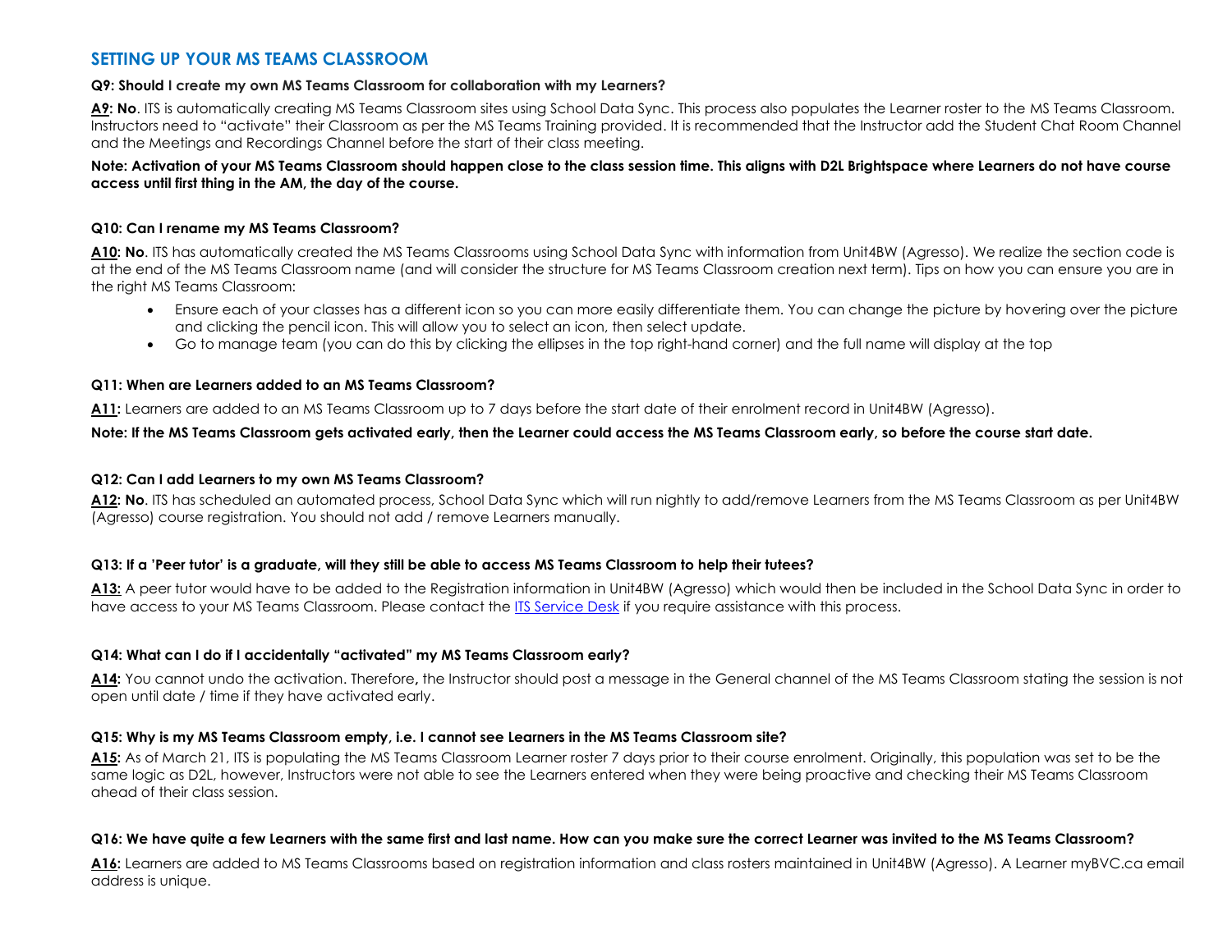## SETTING UP YOUR MS TEAMS CLASSROOM

**Q9: Should I create my own MS Teams Classroom for collaboration with my Learners?**

**A9: No**. ITS is automatically creating MS Teams Classroom sites using School Data Sync. This process also populates the Learner roster to the MS Teams Classroom. Instructors need to "activate" their Classroom as per the MS Teams Training provided. It is recommended that the Instructor add the Student Chat Room Channel and the Meetings and Recordings Channel before the start of their class meeting.

**Note: Activation of your MS Teams Classroom should happen close to the class session time. This aligns with D2L Brightspace where Learners do not have course access until first thing in the AM, the day of the course.**

**Q10: Can I rename my MS Teams Classroom?**

**A10: No**. ITS has automatically created the MS Teams Classrooms using School Data Sync with information from Unit4BW (Agresso). We realize the section code is at the end of the MS Teams Classroom name (and will consider the structure for MS Teams Classroom creation next term). Tips on how you can ensure you are in the right MS Teams Classroom:

- Ensure each of your classes has a different icon so you can more easily differentiate them. You can change the picture by hovering over the picture and clicking the pencil icon. This will allow you to select an icon, then select update.
- Go to manage team (you can do this by clicking the ellipses in the top right-hand corner) and the full name will display at the top

**Q11: When are Learners added to an MS Teams Classroom?**

**A11:** Learners are added to an MS Teams Classroom up to 7 days before the start date of their enrolment record in Unit4BW (Agresso).

**Note: If the MS Teams Classroom gets activated early, then the Learner could access the MS Teams Classroom early, so before the course start date.**

**Q12: Can I add Learners to my own MS Teams Classroom?**

**A12: No**. ITS has scheduled an automated process, School Data Sync which will run nightly to add/remove Learners from the MS Teams Classroom as per Unit4BW (Agresso) course registration. You should not add / remove Learners manually.

**Q13: If a 'Peer tutor' is a graduate, will they still be able to access MS Teams Classroom to help their tutees?**

**A13:** A peer tutor would have to be added to the Registration information in Unit4BW (Agresso) which would then be included in the School Data Sync in order to have access to your MS Teams Classroom. Please contact the [ITS Service Desk] if you require assistance with this process.

**Q14: What can I do if I accidentally "activated" my MS Teams Classroom early?**

**A14:** You cannot undo the activation. Therefore**,** the Instructor should post a message in the General channel of the MS Teams Classroom stating the session is not open until date / time if they have activated early.

**Q15: Why is my MS Teams Classroom empty, i.e. I cannot see Learners in the MS Teams Classroom site?**

**A15:** As of March 21, ITS is populating the MS Teams Classroom Learner roster 7 days prior to their course enrolment. Originally, this population was set to be the same logic as D2L, however, Instructors were not able to see the Learners entered when they were being proactive and checking their MS Teams Classroom ahead of their class session.

**Q16: We have quite a few Learners with the same first and last name. How can you make sure the correct Learner was invited to the MS Teams Classroom?**

**A16:** Learners are added to MS Teams Classrooms based on registration information and class rosters maintained in Unit4BW (Agresso). A Learner myBVC.ca email address is unique.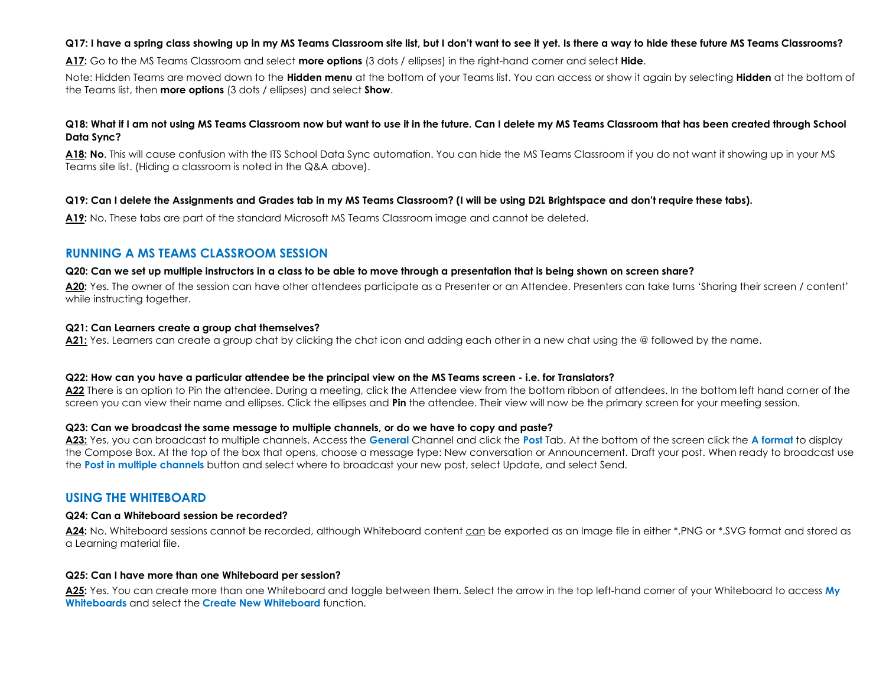**Q17: I have a spring class showing up in my MS Teams Classroom site list, but I don't want to see it yet. Is there a way to hide these future MS Teams Classrooms?**

**A17:** Go to the MS Teams Classroom and select **more options** (3 dots / ellipses) in the right-hand corner and select **Hide**.

Note: Hidden Teams are moved down to the **Hidden menu** at the bottom of your Teams list. You can access or show it again by selecting **Hidden** at the bottom of the Teams list, then **more options** (3 dots / ellipses) and select **Show**.

**Q18: What if I am not using MS Teams Classroom now but want to use it in the future. Can I delete my MS Teams Classroom that has been created through School Data Sync?**

**A18: No**. This will cause confusion with the ITS School Data Sync automation. You can hide the MS Teams Classroom if you do not want it showing up in your MS Teams site list. (Hiding a classroom is noted in the Q&A above).

**Q19: Can I delete the Assignments and Grades tab in my MS Teams Classroom? (I will be using D2L Brightspace and don't require these tabs).**

**A19:** No. These tabs are part of the standard Microsoft MS Teams Classroom image and cannot be deleted.

## RUNNING A MS TEAMS CLASSROOM SESSION

**Q20: Can we set up multiple instructors in a class to be able to move through a presentation that is being shown on screen share?**

**A20:** Yes. The owner of the session can have other attendees participate as a Presenter or an Attendee. Presenters can take turns 'Sharing their screen / content' while instructing together.

**Q21: Can Learners create a group chat themselves?**

**A21:** Yes. Learners can create a group chat by clicking the chat icon and adding each other in a new chat using the @ followed by the name.

**Q22: How can you have a particular attendee be the principal view on the MS Teams screen - i.e. for Translators?**

**A22** There is an option to Pin the attendee. During a meeting, click the Attendee view from the bottom ribbon of attendees. In the bottom left hand corner of the screen you can view their name and ellipses. Click the ellipses and **Pin** the attendee. Their view will now be the primary screen for your meeting session.

**Q23: Can we broadcast the same message to multiple channels, or do we have to copy and paste?**

**A23:** Yes, you can broadcast to multiple channels. Access the **General** Channel and click the **Post** Tab. At the bottom of the screen click the **A format** to display the Compose Box. At the top of the box that opens, choose a message type: New conversation or Announcement. Draft your post. When ready to broadcast use the **Post in multiple channels** button and select where to broadcast your new post, select Update, and select Send.

## USING THE WHITEBOARD

**Q24: Can a Whiteboard session be recorded?**

**A24:** No. Whiteboard sessions cannot be recorded, although Whiteboard content can be exported as an Image file in either *.PNG or *.SVG format and stored as a Learning material file.

**Q25: Can I have more than one Whiteboard per session?**

**A25:** Yes. You can create more than one Whiteboard and toggle between them. Select the arrow in the top left-hand corner of your Whiteboard to access **My Whiteboards** and select the **Create New Whiteboard** function.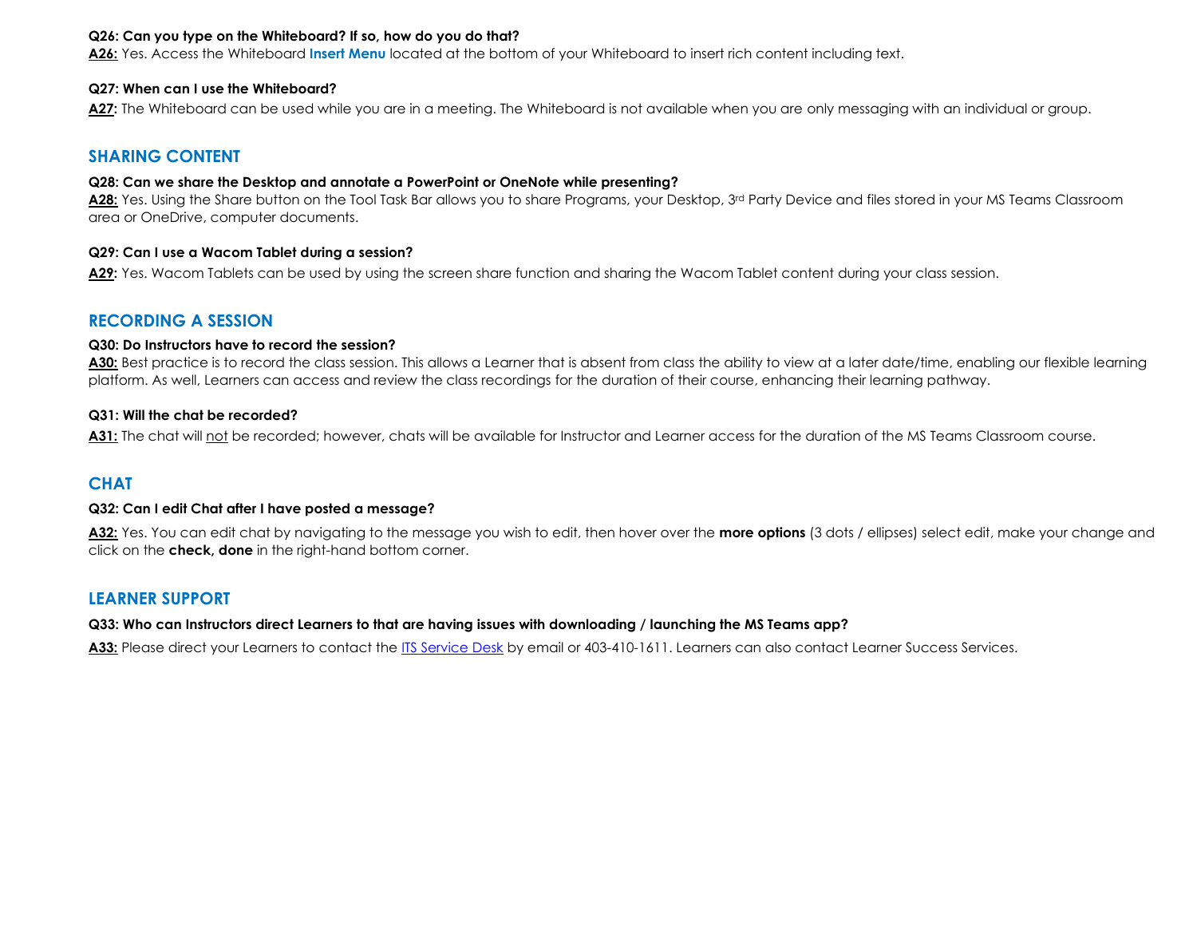**Q26: Can you type on the Whiteboard? If so, how do you do that?**
**A26:** Yes. Access the Whiteboard **Insert Menu** located at the bottom of your Whiteboard to insert rich content including text.

**Q27: When can I use the Whiteboard?**

**A27:** The Whiteboard can be used while you are in a meeting. The Whiteboard is not available when you are only messaging with an individual or group.

## SHARING CONTENT

**Q28: Can we share the Desktop and annotate a PowerPoint or OneNote while presenting?**
**A28:** Yes. Using the Share button on the Tool Task Bar allows you to share Programs, your Desktop, 3rd Party Device and files stored in your MS Teams Classroom area or OneDrive, computer documents.

**Q29: Can I use a Wacom Tablet during a session?**

**A29:** Yes. Wacom Tablets can be used by using the screen share function and sharing the Wacom Tablet content during your class session.

## RECORDING A SESSION

**Q30: Do Instructors have to record the session?**
**A30:** Best practice is to record the class session. This allows a Learner that is absent from class the ability to view at a later date/time, enabling our flexible learning platform. As well, Learners can access and review the class recordings for the duration of their course, enhancing their learning pathway.

**Q31: Will the chat be recorded?**

**A31:** The chat will not be recorded; however, chats will be available for Instructor and Learner access for the duration of the MS Teams Classroom course.

## CHAT

**Q32: Can I edit Chat after I have posted a message?**

**A32:** Yes. You can edit chat by navigating to the message you wish to edit, then hover over the **more options** (3 dots / ellipses) select edit, make your change and click on the **check, done** in the right-hand bottom corner.

## LEARNER SUPPORT

**Q33: Who can Instructors direct Learners to that are having issues with downloading / launching the MS Teams app?**

**A33:** Please direct your Learners to contact the ITS Service Desk by email or 403-410-1611. Learners can also contact Learner Success Services.